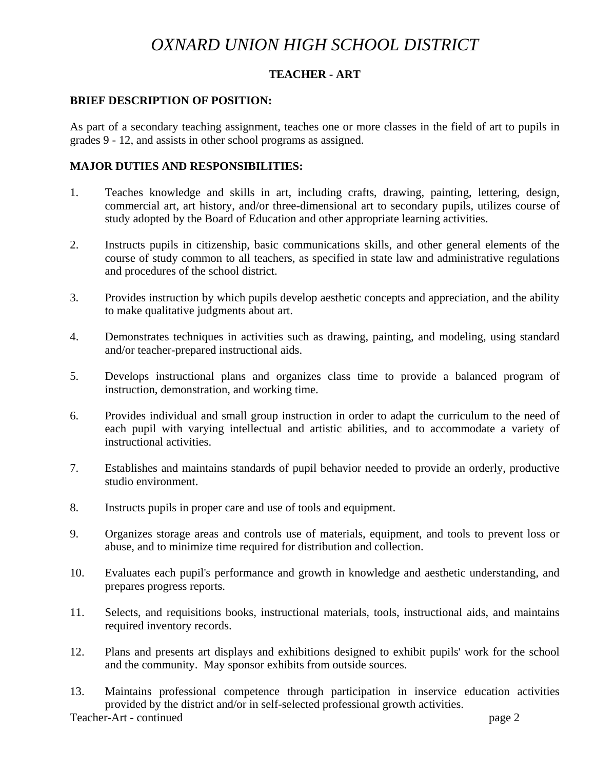# *OXNARD UNION HIGH SCHOOL DISTRICT*

## TEACHER - ART

**BRIEF DESCRIPTION OF POSITION:**

As part of a secondary teaching assignment, teaches one or more classes in the field of art to pupils in grades 9 - 12, and assists in other school programs as assigned.

**MAJOR DUTIES AND RESPONSIBILITIES:**

1. Teaches knowledge and skills in art, including crafts, drawing, painting, lettering, design, commercial art, art history, and/or three-dimensional art to secondary pupils, utilizes course of study adopted by the Board of Education and other appropriate learning activities.

2. Instructs pupils in citizenship, basic communications skills, and other general elements of the course of study common to all teachers, as specified in state law and administrative regulations and procedures of the school district.

3. Provides instruction by which pupils develop aesthetic concepts and appreciation, and the ability to make qualitative judgments about art.

4. Demonstrates techniques in activities such as drawing, painting, and modeling, using standard and/or teacher-prepared instructional aids.

5. Develops instructional plans and organizes class time to provide a balanced program of instruction, demonstration, and working time.

6. Provides individual and small group instruction in order to adapt the curriculum to the need of each pupil with varying intellectual and artistic abilities, and to accommodate a variety of instructional activities.

7. Establishes and maintains standards of pupil behavior needed to provide an orderly, productive studio environment.

8. Instructs pupils in proper care and use of tools and equipment.

9. Organizes storage areas and controls use of materials, equipment, and tools to prevent loss or abuse, and to minimize time required for distribution and collection.

10. Evaluates each pupil's performance and growth in knowledge and aesthetic understanding, and prepares progress reports.

11. Selects, and requisitions books, instructional materials, tools, instructional aids, and maintains required inventory records.

12. Plans and presents art displays and exhibitions designed to exhibit pupils' work for the school and the community. May sponsor exhibits from outside sources.

13. Maintains professional competence through participation in inservice education activities provided by the district and/or in self-selected professional growth activities.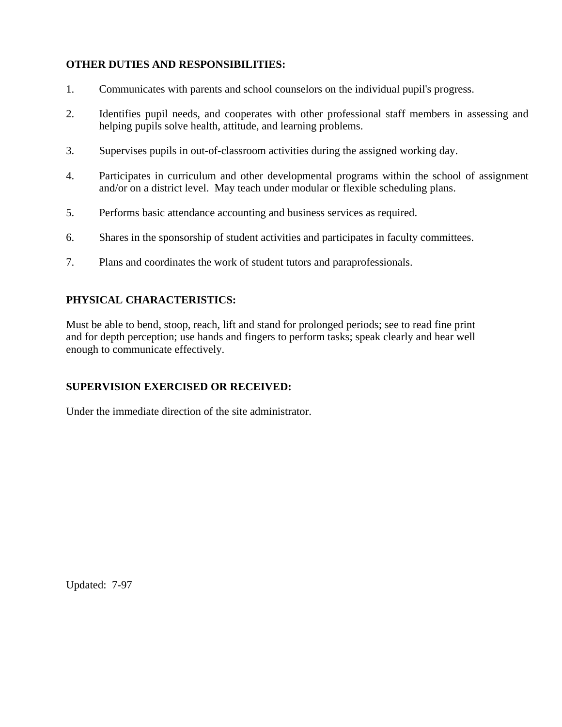**OTHER DUTIES AND RESPONSIBILITIES:**

1. Communicates with parents and school counselors on the individual pupil's progress.

2. Identifies pupil needs, and cooperates with other professional staff members in assessing and helping pupils solve health, attitude, and learning problems.

3. Supervises pupils in out-of-classroom activities during the assigned working day.

4. Participates in curriculum and other developmental programs within the school of assignment and/or on a district level. May teach under modular or flexible scheduling plans.

5. Performs basic attendance accounting and business services as required.

6. Shares in the sponsorship of student activities and participates in faculty committees.

7. Plans and coordinates the work of student tutors and paraprofessionals.

**PHYSICAL CHARACTERISTICS:**

Must be able to bend, stoop, reach, lift and stand for prolonged periods; see to read fine print and for depth perception; use hands and fingers to perform tasks; speak clearly and hear well enough to communicate effectively.

**SUPERVISION EXERCISED OR RECEIVED:**

Under the immediate direction of the site administrator.

Updated: 7-97